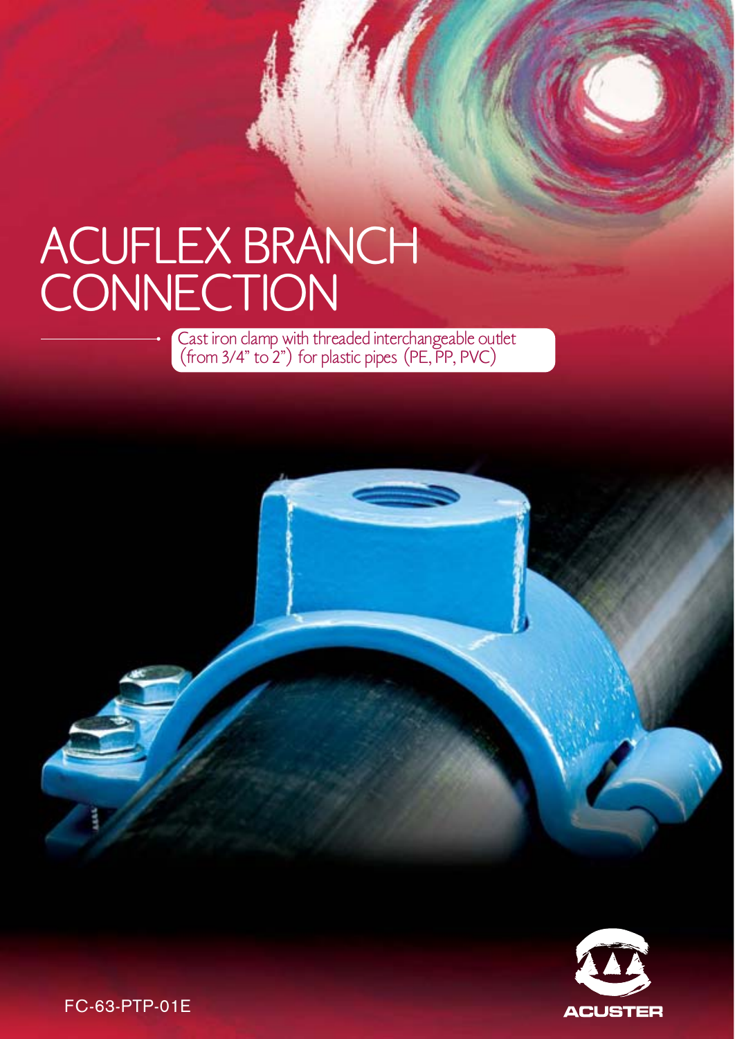# ACUFLEX BRANCH CONNECTION

Cast iron clamp with threaded interchangeable outlet (from 3/4" to 2") for plastic pipes (PE, PP, PVC)

ACUSTER

FC-63-PTP-01E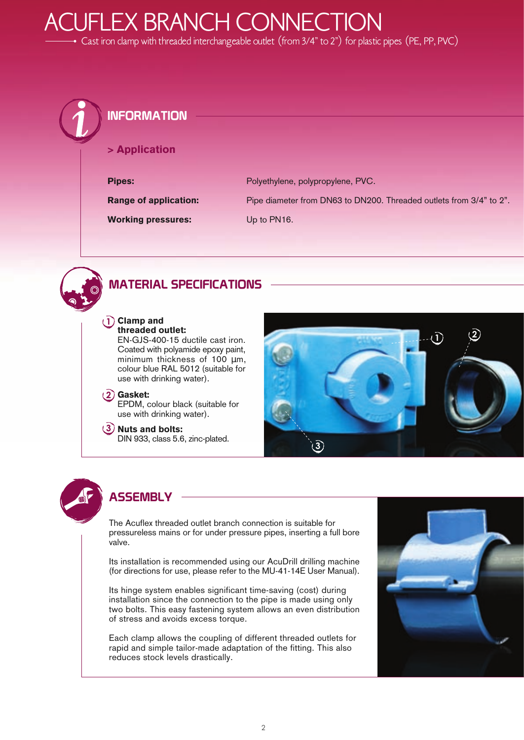# ACUFLEX BRANCH CONNECTION

Cast iron clamp with threaded interchangeable outlet (from 3/4" to 2") for plastic pipes (PE, PP, PVC)

## INFORMATION

### > Application

| | |
|---|---|
| **Pipes:** | Polyethylene, polypropylene, PVC. |
| **Range of application:** | Pipe diameter from DN63 to DN200. Threaded outlets from 3/4" to 2". |
| **Working pressures:** | Up to PN16. |

## MATERIAL SPECIFICATIONS

1. **Clamp and threaded outlet:** EN-GJS-400-15 ductile cast iron. Coated with polyamide epoxy paint, minimum thickness of 100 µm, colour blue RAL 5012 (suitable for use with drinking water).
2. **Gasket:** EPDM, colour black (suitable for use with drinking water).
3. **Nuts and bolts:** DIN 933, class 5.6, zinc-plated.

## ASSEMBLY

The Acuflex threaded outlet branch connection is suitable for pressureless mains or for under pressure pipes, inserting a full bore valve.

Its installation is recommended using our AcuDrill drilling machine (for directions for use, please refer to the MU-41-14E User Manual).

Its hinge system enables significant time-saving (cost) during installation since the connection to the pipe is made using only two bolts. This easy fastening system allows an even distribution of stress and avoids excess torque.

Each clamp allows the coupling of different threaded outlets for rapid and simple tailor-made adaptation of the fitting. This also reduces stock levels drastically.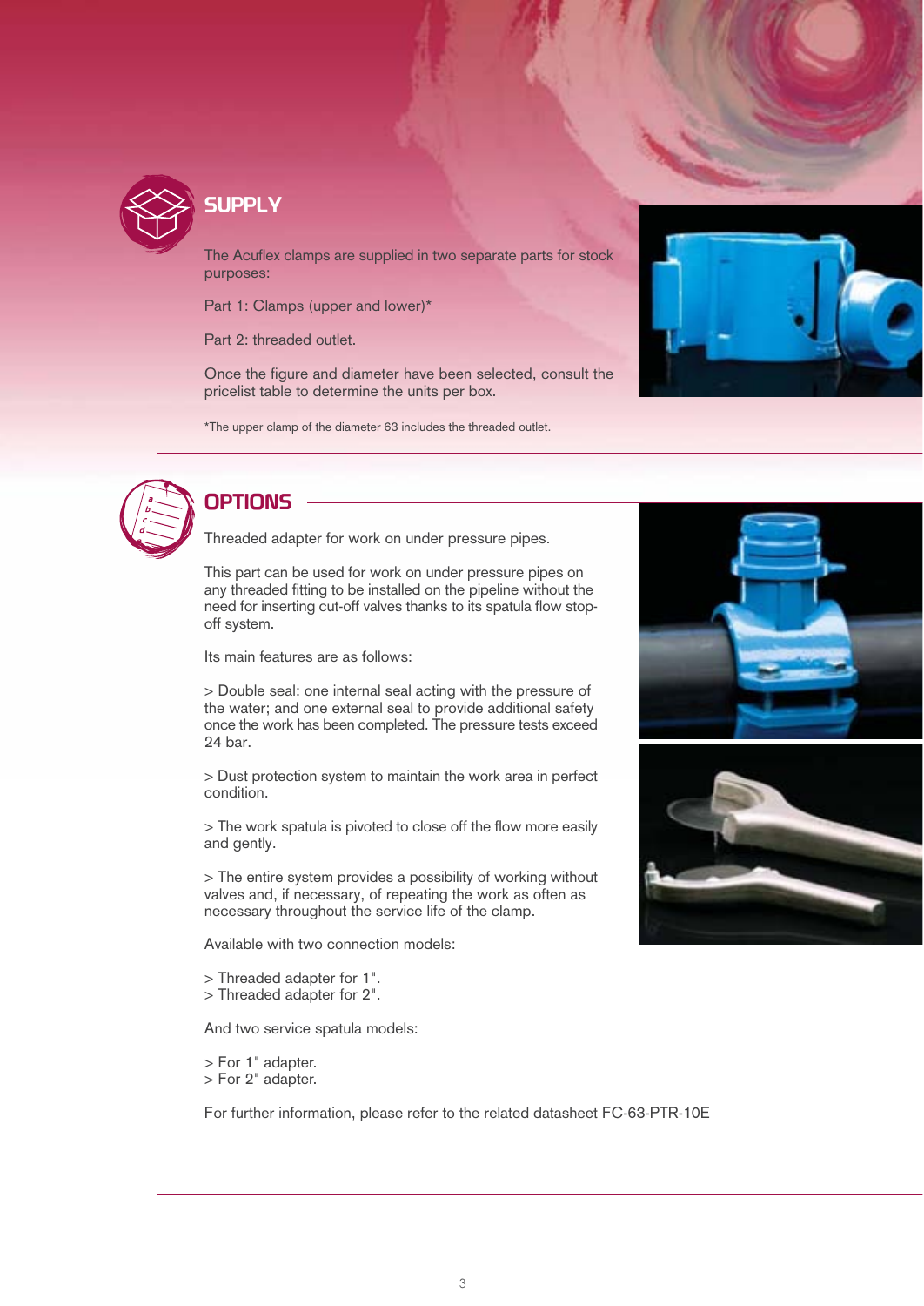## SUPPLY

The Acuflex clamps are supplied in two separate parts for stock purposes:

Part 1: Clamps (upper and lower)*

Part 2: threaded outlet.

Once the figure and diameter have been selected, consult the pricelist table to determine the units per box.

*The upper clamp of the diameter 63 includes the threaded outlet.

## OPTIONS

Threaded adapter for work on under pressure pipes.

This part can be used for work on under pressure pipes on any threaded fitting to be installed on the pipeline without the need for inserting cut-off valves thanks to its spatula flow stop-off system.

Its main features are as follows:

> Double seal: one internal seal acting with the pressure of the water; and one external seal to provide additional safety once the work has been completed. The pressure tests exceed 24 bar.

> Dust protection system to maintain the work area in perfect condition.

> The work spatula is pivoted to close off the flow more easily and gently.

> The entire system provides a possibility of working without valves and, if necessary, of repeating the work as often as necessary throughout the service life of the clamp.

Available with two connection models:

> Threaded adapter for 1".
> Threaded adapter for 2".

And two service spatula models:

> For 1" adapter.
> For 2" adapter.

For further information, please refer to the related datasheet FC-63-PTR-10E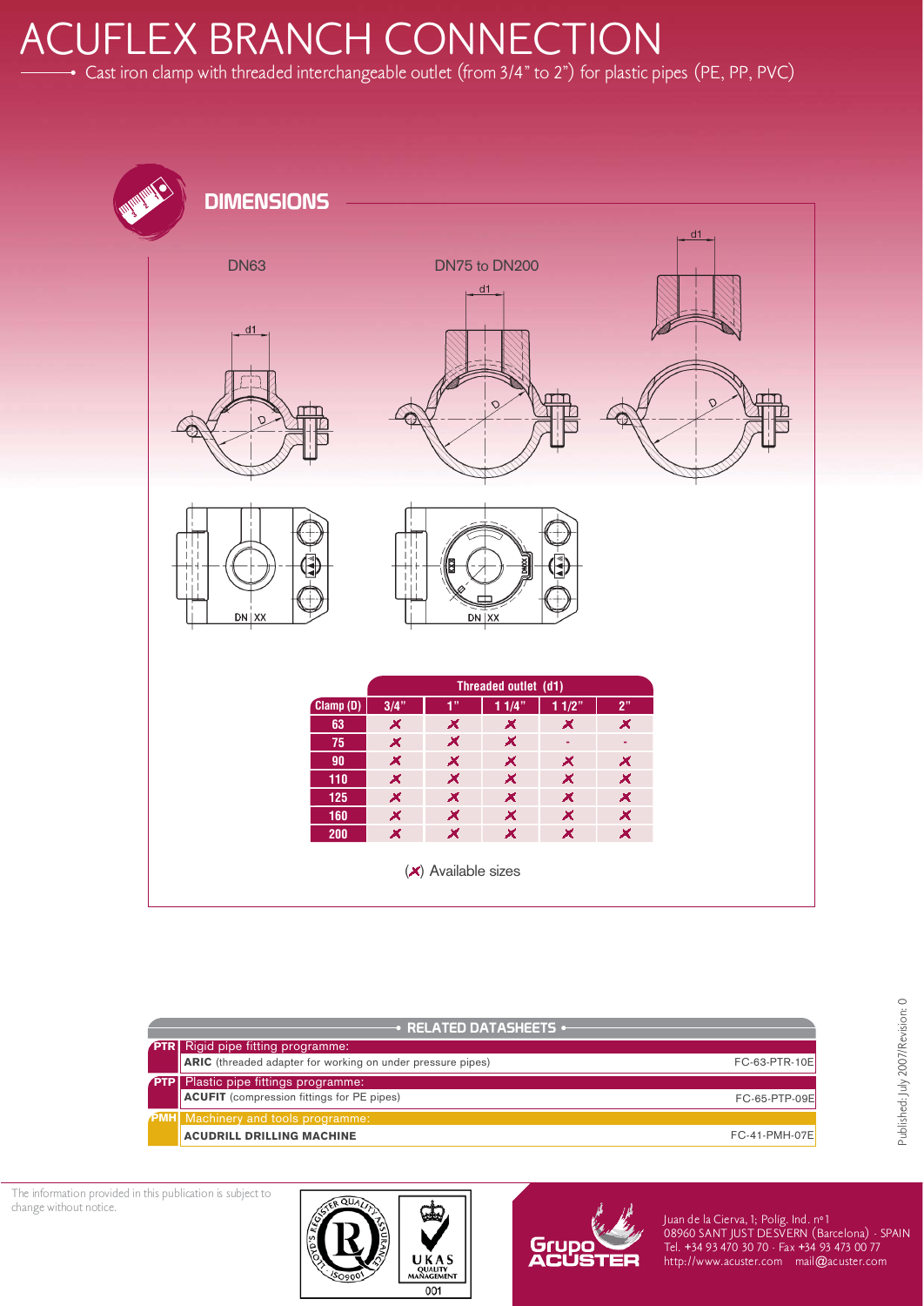# ACUFLEX BRANCH CONNECTION

Cast iron clamp with threaded interchangeable outlet (from 3/4" to 2") for plastic pipes (PE, PP, PVC)

## DIMENSIONS

DN63

d1

D

DN XX

DN75 to DN200

d1

D

DN XX

d1

D

| Clamp (D) | Threaded outlet (d1) | | | | |
|---|---|---|---|---|---|
| | 3/4" | 1" | 1 1/4" | 1 1/2" | 2" |
| 63 | ✗ | ✗ | ✗ | ✗ | ✗ |
| 75 | ✗ | ✗ | ✗ | - | - |
| 90 | ✗ | ✗ | ✗ | ✗ | ✗ |
| 110 | ✗ | ✗ | ✗ | ✗ | ✗ |
| 125 | ✗ | ✗ | ✗ | ✗ | ✗ |
| 160 | ✗ | ✗ | ✗ | ✗ | ✗ |
| 200 | ✗ | ✗ | ✗ | ✗ | ✗ |

(✗) Available sizes

## RELATED DATASHEETS

| | | |
|---|---|---|
| PTR | Rigid pipe fitting programme: | |
| | **ARIC** (threaded adapter for working on under pressure pipes) | FC-63-PTR-10E |
| PTP | Plastic pipe fittings programme: | |
| | **ACUFIT** (compression fittings for PE pipes) | FC-65-PTP-09E |
| PMH | Machinery and tools programme: | |
| | **ACUDRILL DRILLING MACHINE** | FC-41-PMH-07E |

Published: July 2007/Revision: 0

The information provided in this publication is subject to change without notice.

Grupo ACUSTER

Juan de la Cierva, 1; Polig. Ind. nº1
08960 SANT JUST DESVERN (Barcelona) - SPAIN
Tel. +34 93 470 30 70 - Fax +34 93 473 00 77
http://www.acuster.com mail@acuster.com